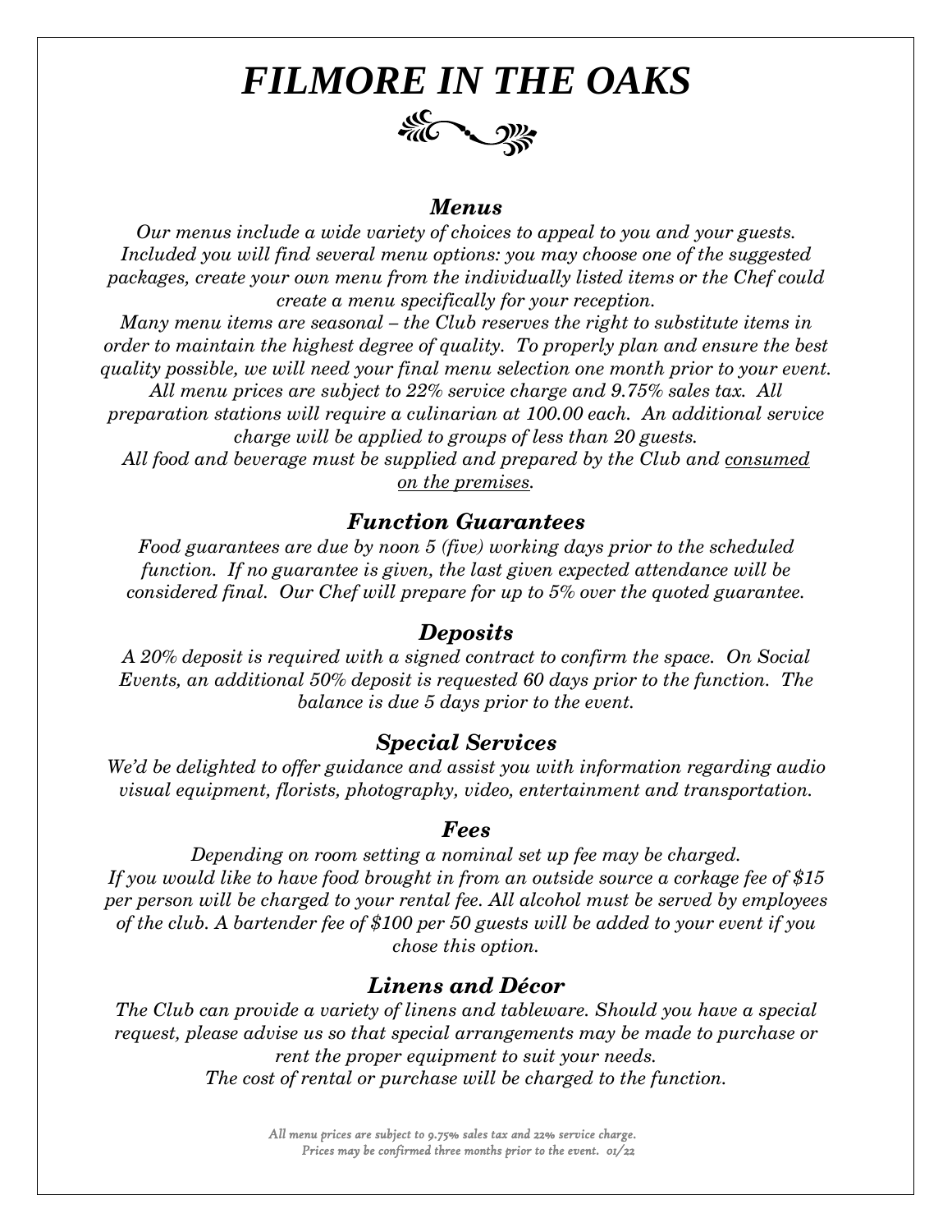# *FILMORE IN THE OAKS*

### *Menus*

*Our menus include a wide variety of choices to appeal to you and your guests. Included you will find several menu options: you may choose one of the suggested packages, create your own menu from the individually listed items or the Chef could create a menu specifically for your reception.*

*Many menu items are seasonal – the Club reserves the right to substitute items in order to maintain the highest degree of quality. To properly plan and ensure the best quality possible, we will need your final menu selection one month prior to your event.*

*All menu prices are subject to 22% service charge and 9.75% sales tax. All preparation stations will require a culinarian at 100.00 each. An additional service charge will be applied to groups of less than 20 guests.*

*All food and beverage must be supplied and prepared by the Club and <u>consumed on the premises</u>.*

### *Function Guarantees*

*Food guarantees are due by noon 5 (five) working days prior to the scheduled function. If no guarantee is given, the last given expected attendance will be considered final. Our Chef will prepare for up to 5% over the quoted guarantee.*

### *Deposits*

*A 20% deposit is required with a signed contract to confirm the space. On Social Events, an additional 50% deposit is requested 60 days prior to the function. The balance is due 5 days prior to the event.*

### *Special Services*

*We'd be delighted to offer guidance and assist you with information regarding audio visual equipment, florists, photography, video, entertainment and transportation.*

### *Fees*

*Depending on room setting a nominal set up fee may be charged.*
*If you would like to have food brought in from an outside source a corkage fee of $15 per person will be charged to your rental fee. All alcohol must be served by employees of the club. A bartender fee of $100 per 50 guests will be added to your event if you chose this option.*

### *Linens and Décor*

*The Club can provide a variety of linens and tableware. Should you have a special request, please advise us so that special arrangements may be made to purchase or rent the proper equipment to suit your needs.*
*The cost of rental or purchase will be charged to the function.*

*All menu prices are subject to 9.75% sales tax and 22% service charge.*
*Prices may be confirmed three months prior to the event. 01/22*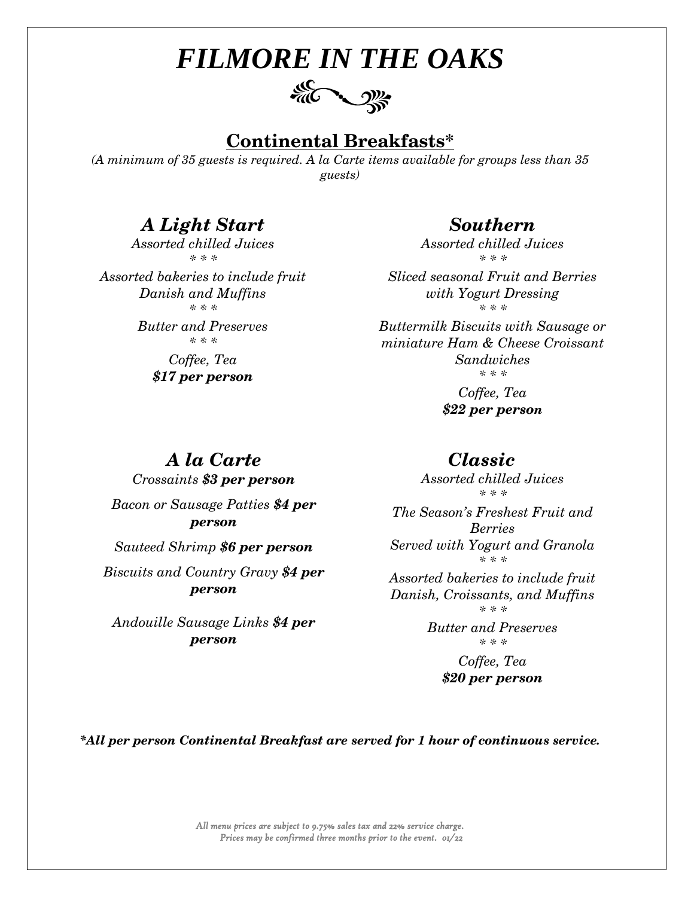# *FILMORE IN THE OAKS*

## Continental Breakfasts*

*(A minimum of 35 guests is required. A la Carte items available for groups less than 35 guests)*

### *A Light Start*

*Assorted chilled Juices*

*\* \* \**

*Assorted bakeries to include fruit Danish and Muffins*

*\* \* \**

*Butter and Preserves*

*\* \* \**

*Coffee, Tea*

***$17 per person***

### *Southern*

*Assorted chilled Juices*

*\* \* \**

*Sliced seasonal Fruit and Berries with Yogurt Dressing*

*\* \* \**

*Buttermilk Biscuits with Sausage or miniature Ham & Cheese Croissant Sandwiches*

*\* \* \**

*Coffee, Tea*

***$22 per person***

### *A la Carte*

*Crossaints* ***$3 per person***

*Bacon or Sausage Patties* ***$4 per person***

*Sauteed Shrimp* ***$6 per person***

*Biscuits and Country Gravy* ***$4 per person***

*Andouille Sausage Links* ***$4 per person***

### *Classic*

*Assorted chilled Juices*

*\* \* \**

*The Season's Freshest Fruit and Berries*
*Served with Yogurt and Granola*

*\* \* \**

*Assorted bakeries to include fruit Danish, Croissants, and Muffins*

*\* \* \**

*Butter and Preserves*

*\* \* \**

*Coffee, Tea*

***$20 per person***

***\*All per person Continental Breakfast are served for 1 hour of continuous service.***

*All menu prices are subject to 9.75% sales tax and 22% service charge.*
*Prices may be confirmed three months prior to the event. 01/22*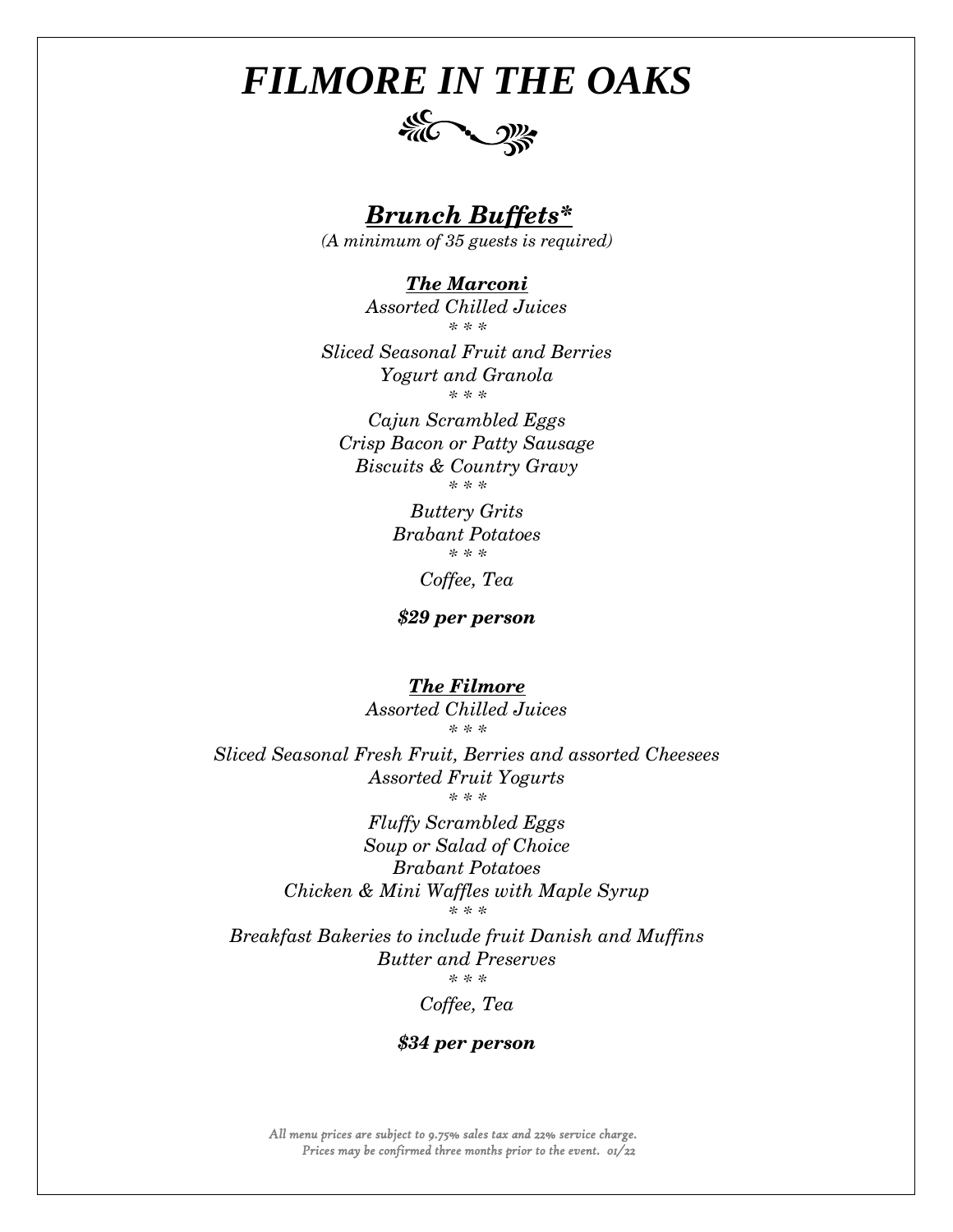# *FILMORE IN THE OAKS*

## ***Brunch Buffets****

*(A minimum of 35 guests is required)*

### ***The Marconi***

*Assorted Chilled Juices*

*\* \* \**

*Sliced Seasonal Fruit and Berries*
*Yogurt and Granola*

*\* \* \**

*Cajun Scrambled Eggs*
*Crisp Bacon or Patty Sausage*
*Biscuits & Country Gravy*

*\* \* \**

*Buttery Grits*
*Brabant Potatoes*

*\* \* \**

*Coffee, Tea*

***$29 per person***

### ***The Filmore***

*Assorted Chilled Juices*

*\* \* \**

*Sliced Seasonal Fresh Fruit, Berries and assorted Cheesees*
*Assorted Fruit Yogurts*

*\* \* \**

*Fluffy Scrambled Eggs*
*Soup or Salad of Choice*
*Brabant Potatoes*
*Chicken & Mini Waffles with Maple Syrup*

*\* \* \**

*Breakfast Bakeries to include fruit Danish and Muffins*
*Butter and Preserves*

*\* \* \**

*Coffee, Tea*

***$34 per person***

*All menu prices are subject to 9.75% sales tax and 22% service charge.*
*Prices may be confirmed three months prior to the event. 01/22*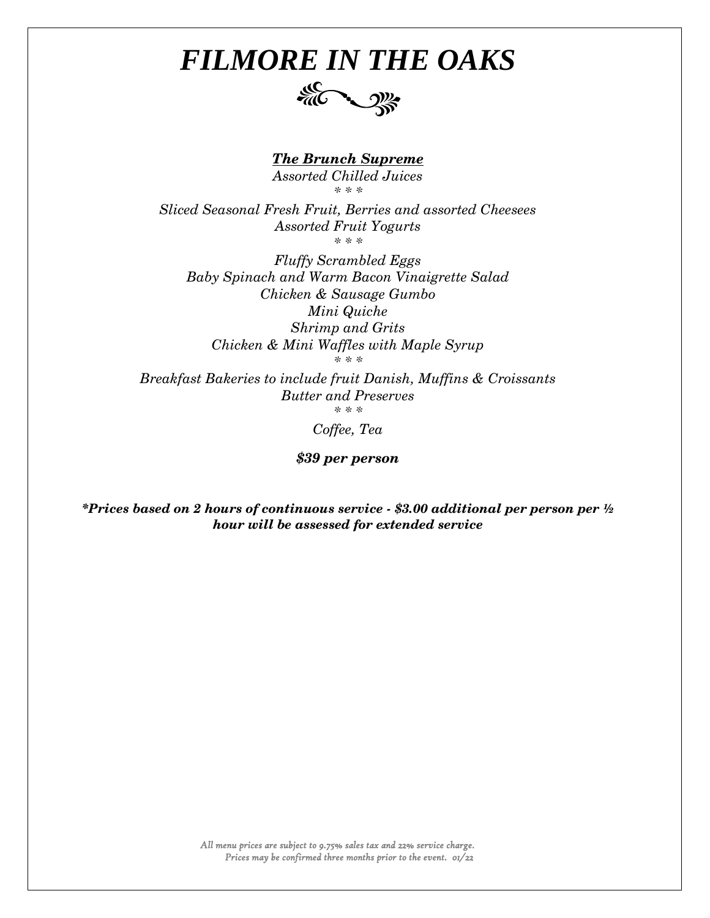# *FILMORE IN THE OAKS*

***The Brunch Supreme***

*Assorted Chilled Juices*

*\* \* \**

*Sliced Seasonal Fresh Fruit, Berries and assorted Cheesees*

*Assorted Fruit Yogurts*

*\* \* \**

*Fluffy Scrambled Eggs*

*Baby Spinach and Warm Bacon Vinaigrette Salad*

*Chicken & Sausage Gumbo*

*Mini Quiche*

*Shrimp and Grits*

*Chicken & Mini Waffles with Maple Syrup*

*\* \* \**

*Breakfast Bakeries to include fruit Danish, Muffins & Croissants*

*Butter and Preserves*

*\* \* \**

*Coffee, Tea*

***$39 per person***

***\*Prices based on 2 hours of continuous service - $3.00 additional per person per ½ hour will be assessed for extended service***

*All menu prices are subject to 9.75% sales tax and 22% service charge.*
*Prices may be confirmed three months prior to the event. 01/22*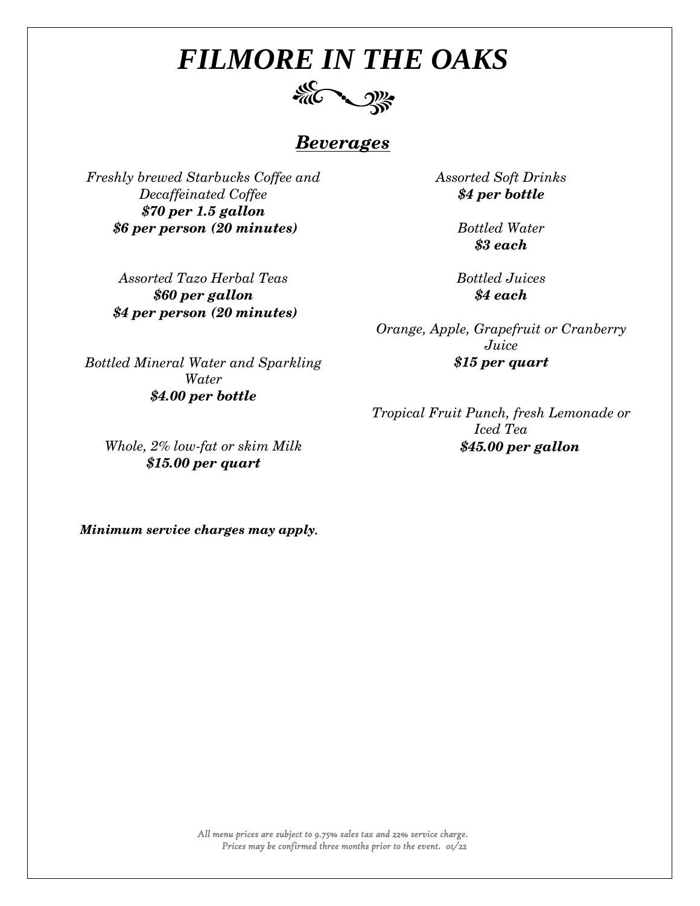# *FILMORE IN THE OAKS*

## ***Beverages***

*Freshly brewed Starbucks Coffee and Decaffeinated Coffee*
***$70 per 1.5 gallon***
***$6 per person (20 minutes)***

*Assorted Tazo Herbal Teas*
***$60 per gallon***
***$4 per person (20 minutes)***

*Bottled Mineral Water and Sparkling Water*
***$4.00 per bottle***

*Whole, 2% low-fat or skim Milk*
***$15.00 per quart***

*Assorted Soft Drinks*
***$4 per bottle***

*Bottled Water*
***$3 each***

*Bottled Juices*
***$4 each***

*Orange, Apple, Grapefruit or Cranberry Juice*
***$15 per quart***

*Tropical Fruit Punch, fresh Lemonade or Iced Tea*
***$45.00 per gallon***

***Minimum service charges may apply.***

*All menu prices are subject to 9.75% sales tax and 22% service charge.*
*Prices may be confirmed three months prior to the event. 01/22*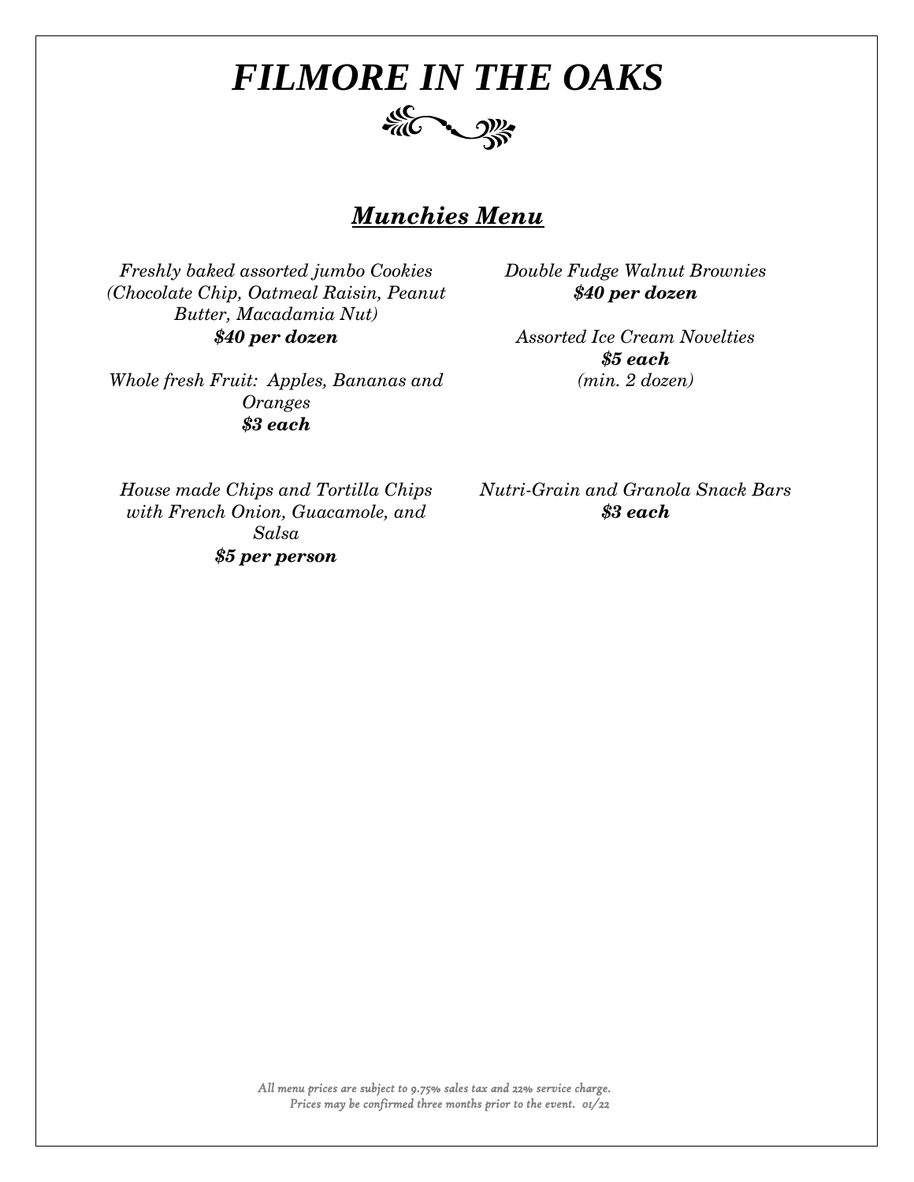# *FILMORE IN THE OAKS*

## ***Munchies Menu***

*Freshly baked assorted jumbo Cookies (Chocolate Chip, Oatmeal Raisin, Peanut Butter, Macadamia Nut)*
***$40 per dozen***

*Whole fresh Fruit: Apples, Bananas and Oranges*
***$3 each***

*House made Chips and Tortilla Chips with French Onion, Guacamole, and Salsa*
***$5 per person***

*Double Fudge Walnut Brownies*
***$40 per dozen***

*Assorted Ice Cream Novelties*
***$5 each***
*(min. 2 dozen)*

*Nutri-Grain and Granola Snack Bars*
***$3 each***

*All menu prices are subject to 9.75% sales tax and 22% service charge.*
*Prices may be confirmed three months prior to the event. 01/22*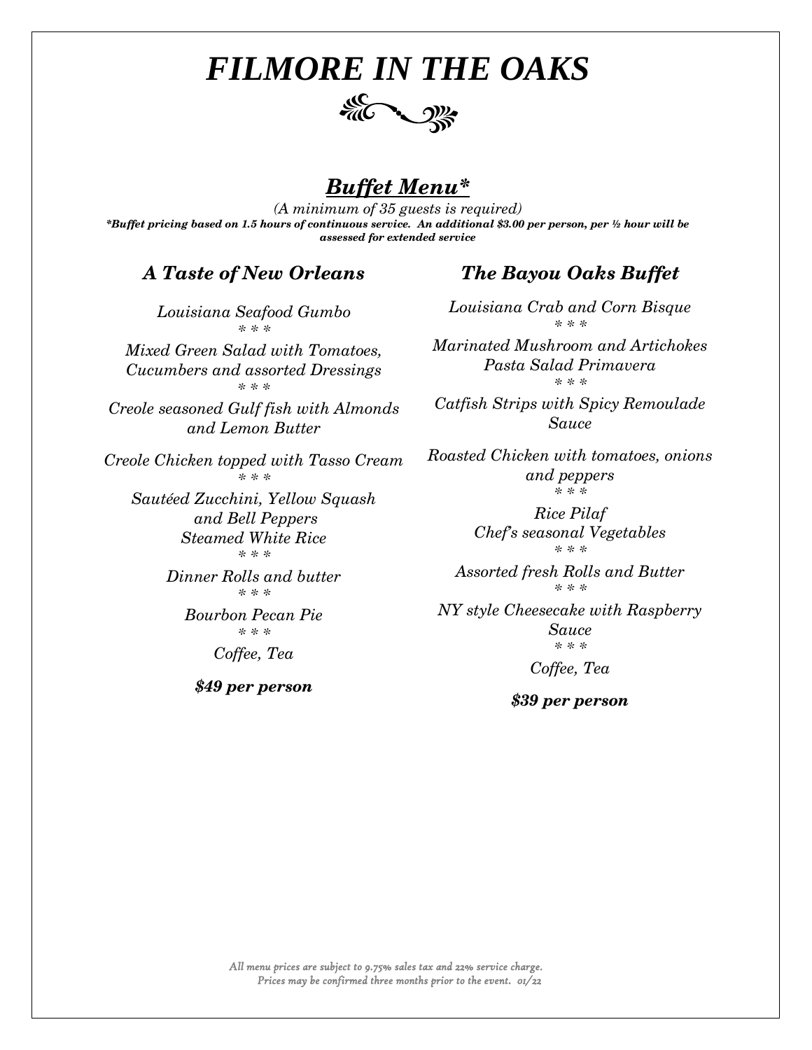# *FILMORE IN THE OAKS*

## ***Buffet Menu****

*(A minimum of 35 guests is required)*

***Buffet pricing based on 1.5 hours of continuous service. An additional $3.00 per person, per ½ hour will be assessed for extended service***

### *A Taste of New Orleans*

*Louisiana Seafood Gumbo*

* * *

*Mixed Green Salad with Tomatoes, Cucumbers and assorted Dressings*

* * *

*Creole seasoned Gulf fish with Almonds and Lemon Butter*

*Creole Chicken topped with Tasso Cream*

* * *

*Sautéed Zucchini, Yellow Squash and Bell Peppers*
*Steamed White Rice*

* * *

*Dinner Rolls and butter*

* * *

*Bourbon Pecan Pie*

* * *

*Coffee, Tea*

***$49 per person***

### *The Bayou Oaks Buffet*

*Louisiana Crab and Corn Bisque*

* * *

*Marinated Mushroom and Artichokes*
*Pasta Salad Primavera*

* * *

*Catfish Strips with Spicy Remoulade Sauce*

*Roasted Chicken with tomatoes, onions and peppers*

* * *

*Rice Pilaf*
*Chef's seasonal Vegetables*

* * *

*Assorted fresh Rolls and Butter*

* * *

*NY style Cheesecake with Raspberry Sauce*

* * *

*Coffee, Tea*

***$39 per person***

*All menu prices are subject to 9.75% sales tax and 22% service charge.*
*Prices may be confirmed three months prior to the event. 01/22*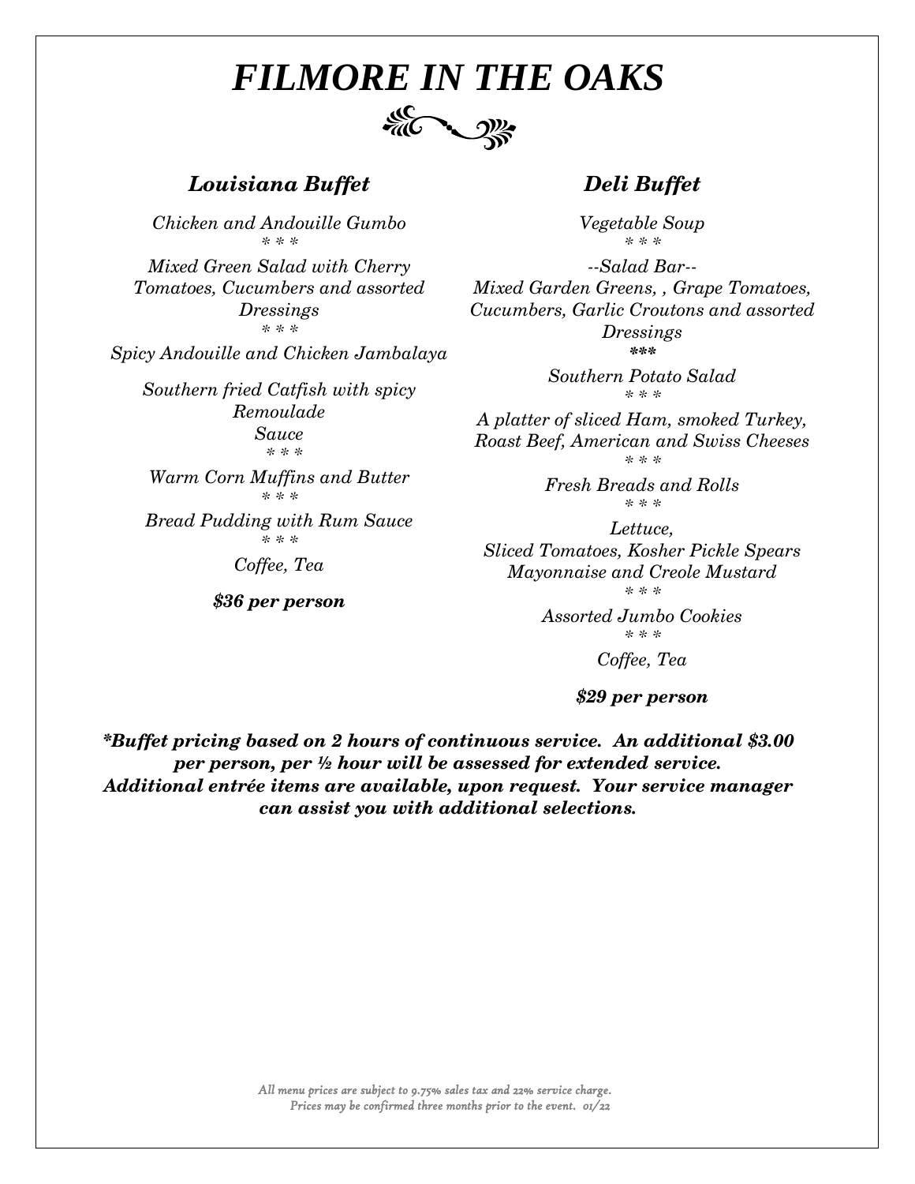# *FILMORE IN THE OAKS*

## *Louisiana Buffet*

*Chicken and Andouille Gumbo*

* * *

*Mixed Green Salad with Cherry Tomatoes, Cucumbers and assorted Dressings*

* * *

*Spicy Andouille and Chicken Jambalaya*

*Southern fried Catfish with spicy Remoulade Sauce*

* * *

*Warm Corn Muffins and Butter*

* * *

*Bread Pudding with Rum Sauce*

* * *

*Coffee, Tea*

***$36 per person***

## *Deli Buffet*

*Vegetable Soup*

* * *

*--Salad Bar--*
*Mixed Garden Greens, , Grape Tomatoes, Cucumbers, Garlic Croutons and assorted Dressings*

***

*Southern Potato Salad*

* * *

*A platter of sliced Ham, smoked Turkey, Roast Beef, American and Swiss Cheeses*

* * *

*Fresh Breads and Rolls*

* * *

*Lettuce,*
*Sliced Tomatoes, Kosher Pickle Spears*
*Mayonnaise and Creole Mustard*

* * *

*Assorted Jumbo Cookies*

* * *

*Coffee, Tea*

***$29 per person***

***\*Buffet pricing based on 2 hours of continuous service. An additional $3.00 per person, per ½ hour will be assessed for extended service. Additional entrée items are available, upon request. Your service manager can assist you with additional selections.***

*All menu prices are subject to 9.75% sales tax and 22% service charge.*
*Prices may be confirmed three months prior to the event. 01/22*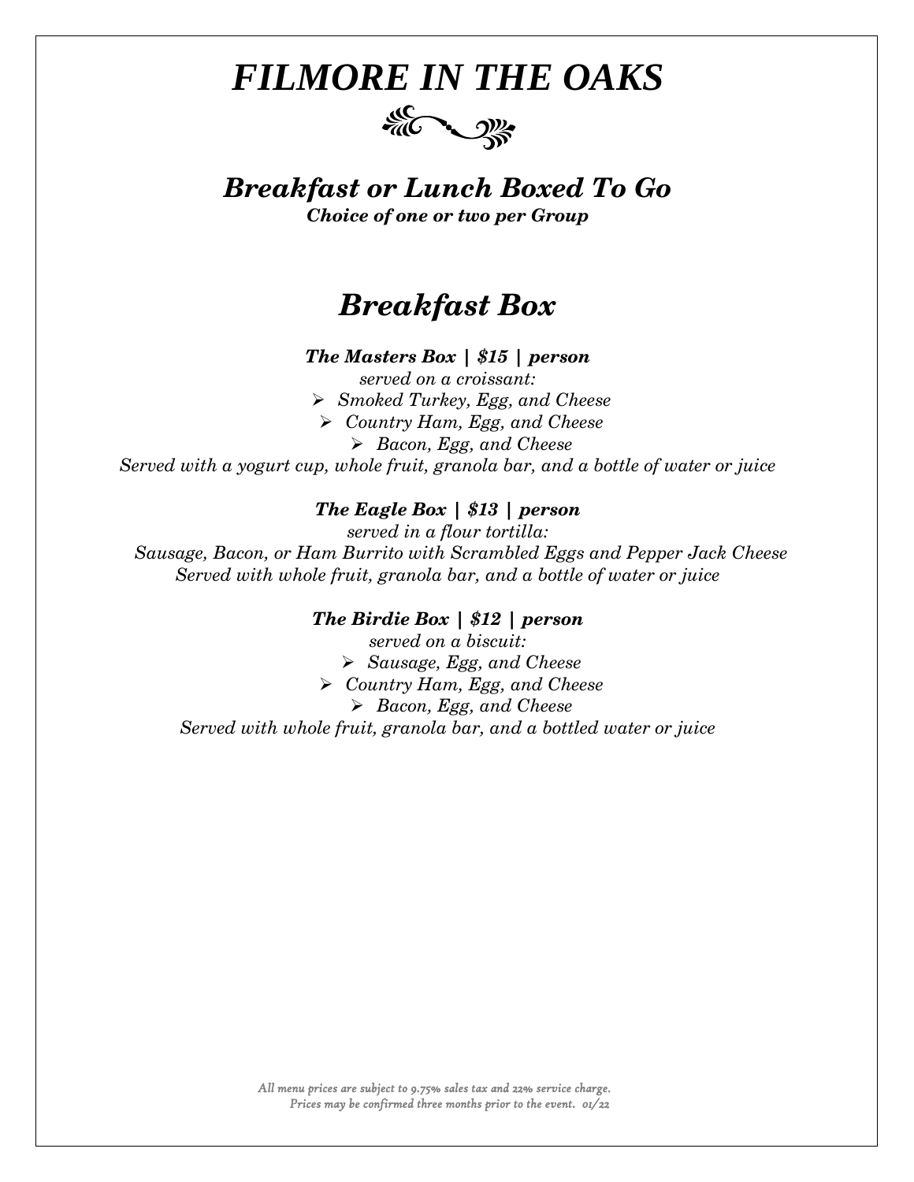# *FILMORE IN THE OAKS*

## *Breakfast or Lunch Boxed To Go*

***Choice of one or two per Group***

## *Breakfast Box*

***The Masters Box | $15 | person***

*served on a croissant:*

- *Smoked Turkey, Egg, and Cheese*
- *Country Ham, Egg, and Cheese*
- *Bacon, Egg, and Cheese*

*Served with a yogurt cup, whole fruit, granola bar, and a bottle of water or juice*

***The Eagle Box | $13 | person***

*served in a flour tortilla:*

*Sausage, Bacon, or Ham Burrito with Scrambled Eggs and Pepper Jack Cheese*

*Served with whole fruit, granola bar, and a bottle of water or juice*

***The Birdie Box | $12 | person***

*served on a biscuit:*

- *Sausage, Egg, and Cheese*
- *Country Ham, Egg, and Cheese*
- *Bacon, Egg, and Cheese*

*Served with whole fruit, granola bar, and a bottled water or juice*

*All menu prices are subject to 9.75% sales tax and 22% service charge.*
*Prices may be confirmed three months prior to the event. 01/22*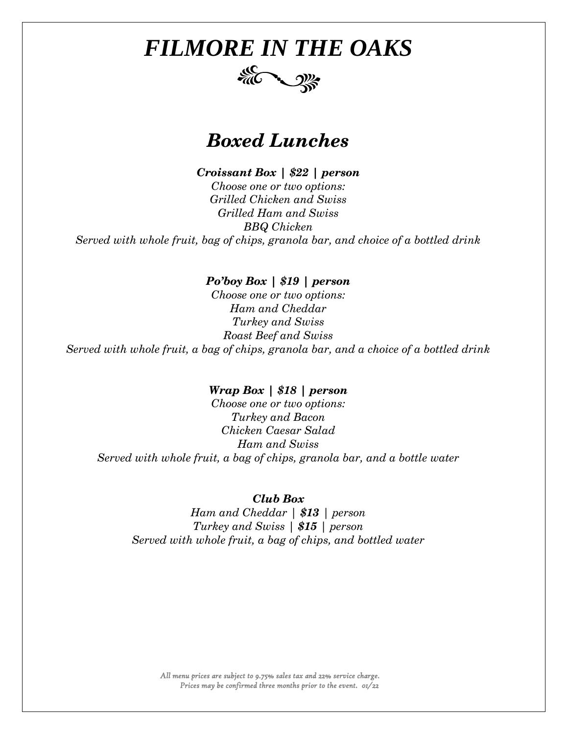# *FILMORE IN THE OAKS*

## *Boxed Lunches*

***Croissant Box | $22 | person***

*Choose one or two options:*
*Grilled Chicken and Swiss*
*Grilled Ham and Swiss*
*BBQ Chicken*
*Served with whole fruit, bag of chips, granola bar, and choice of a bottled drink*

***Po'boy Box | $19 | person***

*Choose one or two options:*
*Ham and Cheddar*
*Turkey and Swiss*
*Roast Beef and Swiss*
*Served with whole fruit, a bag of chips, granola bar, and a choice of a bottled drink*

***Wrap Box | $18 | person***

*Choose one or two options:*
*Turkey and Bacon*
*Chicken Caesar Salad*
*Ham and Swiss*
*Served with whole fruit, a bag of chips, granola bar, and a bottle water*

***Club Box***

*Ham and Cheddar |* ***$13*** *| person*
*Turkey and Swiss |* ***$15*** *| person*
*Served with whole fruit, a bag of chips, and bottled water*

*All menu prices are subject to 9.75% sales tax and 22% service charge.*
*Prices may be confirmed three months prior to the event. 01/22*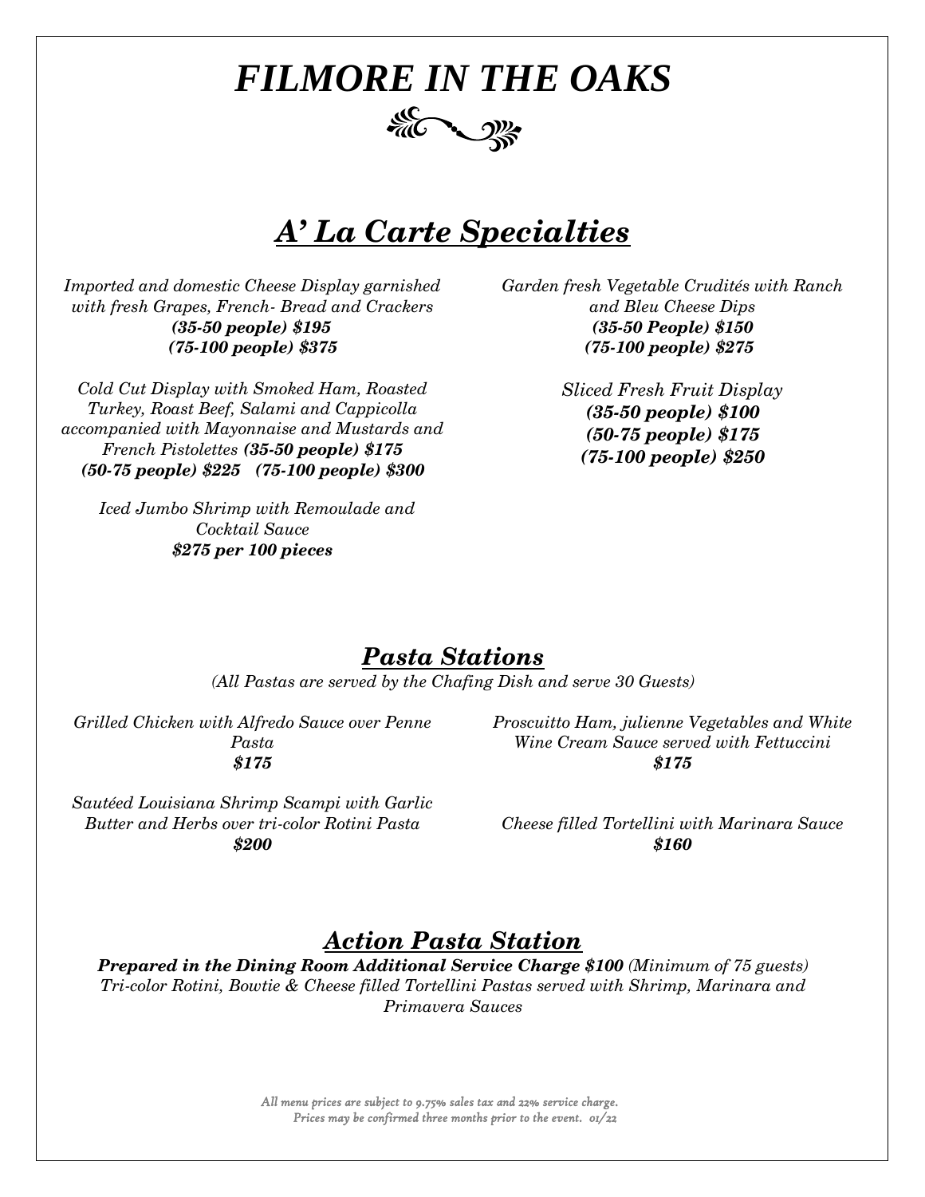# *FILMORE IN THE OAKS*

## ***A' La Carte Specialties***

*Imported and domestic Cheese Display garnished with fresh Grapes, French- Bread and Crackers*
***(35-50 people) $195***
***(75-100 people) $375***

*Cold Cut Display with Smoked Ham, Roasted Turkey, Roast Beef, Salami and Cappicolla accompanied with Mayonnaise and Mustards and French Pistolettes* ***(35-50 people) $175***
***(50-75 people) $225 (75-100 people) $300***

*Iced Jumbo Shrimp with Remoulade and Cocktail Sauce*
***$275 per 100 pieces***

*Garden fresh Vegetable Crudités with Ranch and Bleu Cheese Dips*
***(35-50 People) $150***
***(75-100 people) $275***

*Sliced Fresh Fruit Display*
***(35-50 people) $100***
***(50-75 people) $175***
***(75-100 people) $250***

## ***Pasta Stations***

*(All Pastas are served by the Chafing Dish and serve 30 Guests)*

*Grilled Chicken with Alfredo Sauce over Penne Pasta*
***$175***

*Sautéed Louisiana Shrimp Scampi with Garlic Butter and Herbs over tri-color Rotini Pasta*
***$200***

*Proscuitto Ham, julienne Vegetables and White Wine Cream Sauce served with Fettuccini*
***$175***

*Cheese filled Tortellini with Marinara Sauce*
***$160***

## ***Action Pasta Station***

***Prepared in the Dining Room Additional Service Charge $100*** *(Minimum of 75 guests)*
*Tri-color Rotini, Bowtie & Cheese filled Tortellini Pastas served with Shrimp, Marinara and Primavera Sauces*

*All menu prices are subject to 9.75% sales tax and 22% service charge.*
*Prices may be confirmed three months prior to the event. 01/22*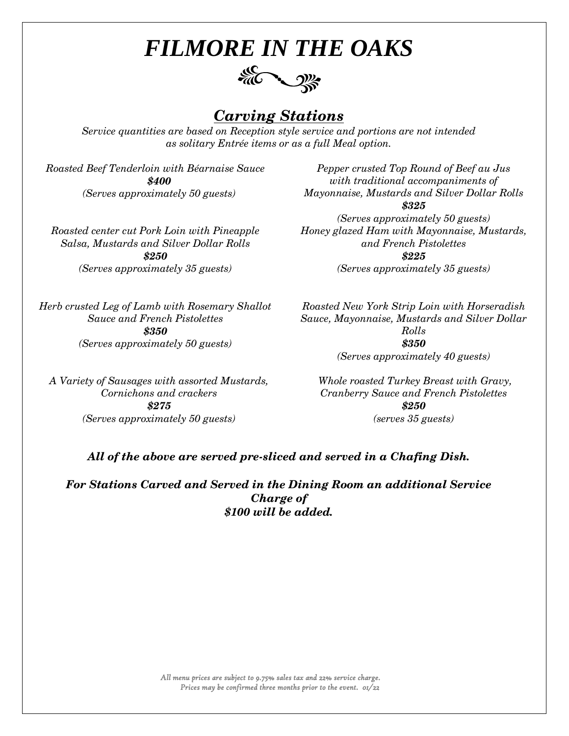# *FILMORE IN THE OAKS*

## *Carving Stations*

*Service quantities are based on Reception style service and portions are not intended as solitary Entrée items or as a full Meal option.*

*Roasted Beef Tenderloin with Béarnaise Sauce*
***$400***
*(Serves approximately 50 guests)*

*Pepper crusted Top Round of Beef au Jus with traditional accompaniments of Mayonnaise, Mustards and Silver Dollar Rolls*
***$325***
*(Serves approximately 50 guests)*

*Roasted center cut Pork Loin with Pineapple Salsa, Mustards and Silver Dollar Rolls*
***$250***
*(Serves approximately 35 guests)*

*Honey glazed Ham with Mayonnaise, Mustards, and French Pistolettes*
***$225***
*(Serves approximately 35 guests)*

*Herb crusted Leg of Lamb with Rosemary Shallot Sauce and French Pistolettes*
***$350***
*(Serves approximately 50 guests)*

*Roasted New York Strip Loin with Horseradish Sauce, Mayonnaise, Mustards and Silver Dollar Rolls*
***$350***
*(Serves approximately 40 guests)*

*A Variety of Sausages with assorted Mustards, Cornichons and crackers*
***$275***
*(Serves approximately 50 guests)*

*Whole roasted Turkey Breast with Gravy, Cranberry Sauce and French Pistolettes*
***$250***
*(serves 35 guests)*

***All of the above are served pre-sliced and served in a Chafing Dish.***

***For Stations Carved and Served in the Dining Room an additional Service Charge of $100 will be added.***

*All menu prices are subject to 9.75% sales tax and 22% service charge. Prices may be confirmed three months prior to the event. 01/22*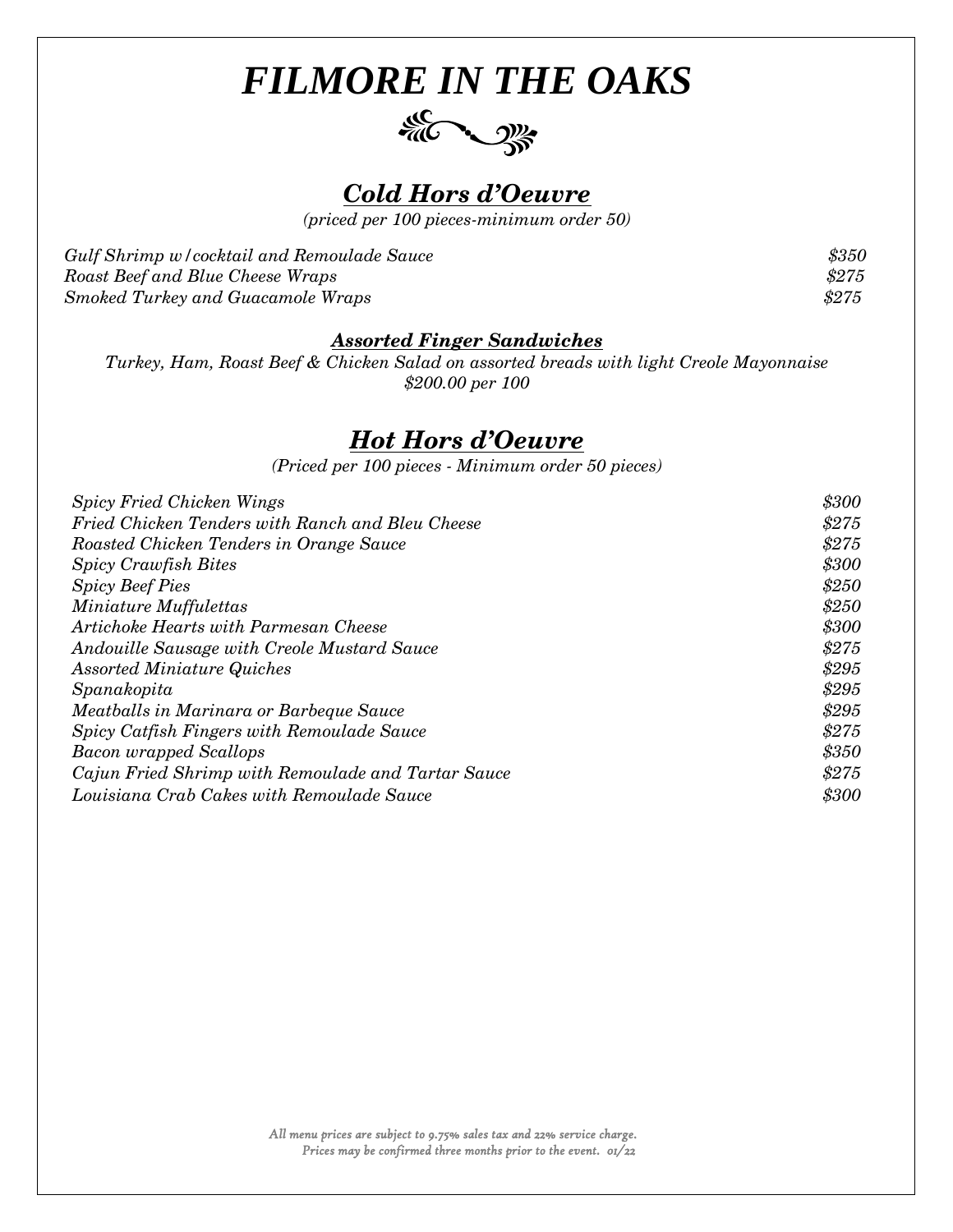# FILMORE IN THE OAKS

## Cold Hors d'Oeuvre

*(priced per 100 pieces-minimum order 50)*

| | |
|---|---|
| *Gulf Shrimp w/cocktail and Remoulade Sauce* | *$350* |
| *Roast Beef and Blue Cheese Wraps* | *$275* |
| *Smoked Turkey and Guacamole Wraps* | *$275* |

### Assorted Finger Sandwiches

*Turkey, Ham, Roast Beef & Chicken Salad on assorted breads with light Creole Mayonnaise*
*$200.00 per 100*

## Hot Hors d'Oeuvre

*(Priced per 100 pieces - Minimum order 50 pieces)*

| | |
|---|---|
| *Spicy Fried Chicken Wings* | *$300* |
| *Fried Chicken Tenders with Ranch and Bleu Cheese* | *$275* |
| *Roasted Chicken Tenders in Orange Sauce* | *$275* |
| *Spicy Crawfish Bites* | *$300* |
| *Spicy Beef Pies* | *$250* |
| *Miniature Muffulettas* | *$250* |
| *Artichoke Hearts with Parmesan Cheese* | *$300* |
| *Andouille Sausage with Creole Mustard Sauce* | *$275* |
| *Assorted Miniature Quiches* | *$295* |
| *Spanakopita* | *$295* |
| *Meatballs in Marinara or Barbeque Sauce* | *$295* |
| *Spicy Catfish Fingers with Remoulade Sauce* | *$275* |
| *Bacon wrapped Scallops* | *$350* |
| *Cajun Fried Shrimp with Remoulade and Tartar Sauce* | *$275* |
| *Louisiana Crab Cakes with Remoulade Sauce* | *$300* |

*All menu prices are subject to 9.75% sales tax and 22% service charge.*
*Prices may be confirmed three months prior to the event. 01/22*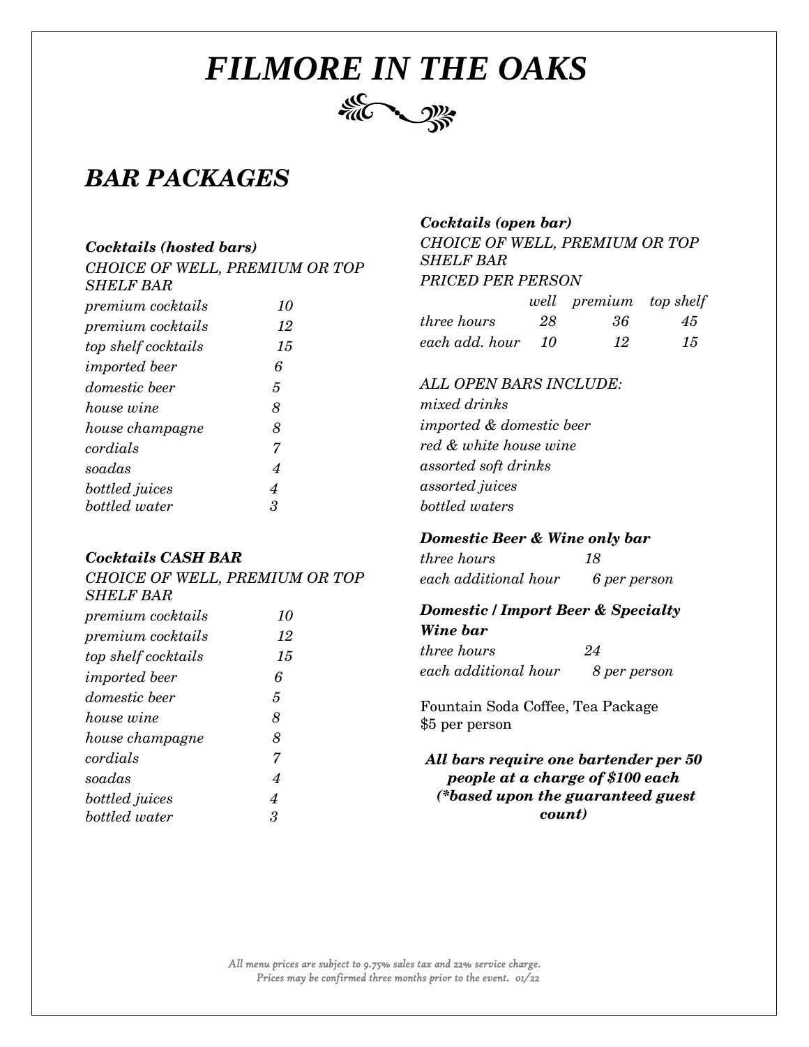# *FILMORE IN THE OAKS*

## *BAR PACKAGES*

### ***Cocktails (hosted bars)***

*CHOICE OF WELL, PREMIUM OR TOP SHELF BAR*

| | |
|---|---|
| *premium cocktails* | *10* |
| *premium cocktails* | *12* |
| *top shelf cocktails* | *15* |
| *imported beer* | *6* |
| *domestic beer* | *5* |
| *house wine* | *8* |
| *house champagne* | *8* |
| *cordials* | *7* |
| *soadas* | *4* |
| *bottled juices* | *4* |
| *bottled water* | *3* |

### ***Cocktails CASH BAR***

*CHOICE OF WELL, PREMIUM OR TOP SHELF BAR*

| | |
|---|---|
| *premium cocktails* | *10* |
| *premium cocktails* | *12* |
| *top shelf cocktails* | *15* |
| *imported beer* | *6* |
| *domestic beer* | *5* |
| *house wine* | *8* |
| *house champagne* | *8* |
| *cordials* | *7* |
| *soadas* | *4* |
| *bottled juices* | *4* |
| *bottled water* | *3* |

### ***Cocktails (open bar)***

*CHOICE OF WELL, PREMIUM OR TOP SHELF BAR*

*PRICED PER PERSON*

| | *well* | *premium* | *top shelf* |
|---|---|---|---|
| *three hours* | *28* | *36* | *45* |
| *each add. hour* | *10* | *12* | *15* |

*ALL OPEN BARS INCLUDE:*

*mixed drinks*
*imported & domestic beer*
*red & white house wine*
*assorted soft drinks*
*assorted juices*
*bottled waters*

### ***Domestic Beer & Wine only bar***

| | |
|---|---|
| *three hours* | *18* |
| *each additional hour* | *6 per person* |

### ***Domestic / Import Beer & Specialty Wine bar***

| | |
|---|---|
| *three hours* | *24* |
| *each additional hour* | *8 per person* |

Fountain Soda Coffee, Tea Package
$5 per person

***All bars require one bartender per 50 people at a charge of $100 each (\*based upon the guaranteed guest count)***

*All menu prices are subject to 9.75% sales tax and 22% service charge. Prices may be confirmed three months prior to the event. 01/22*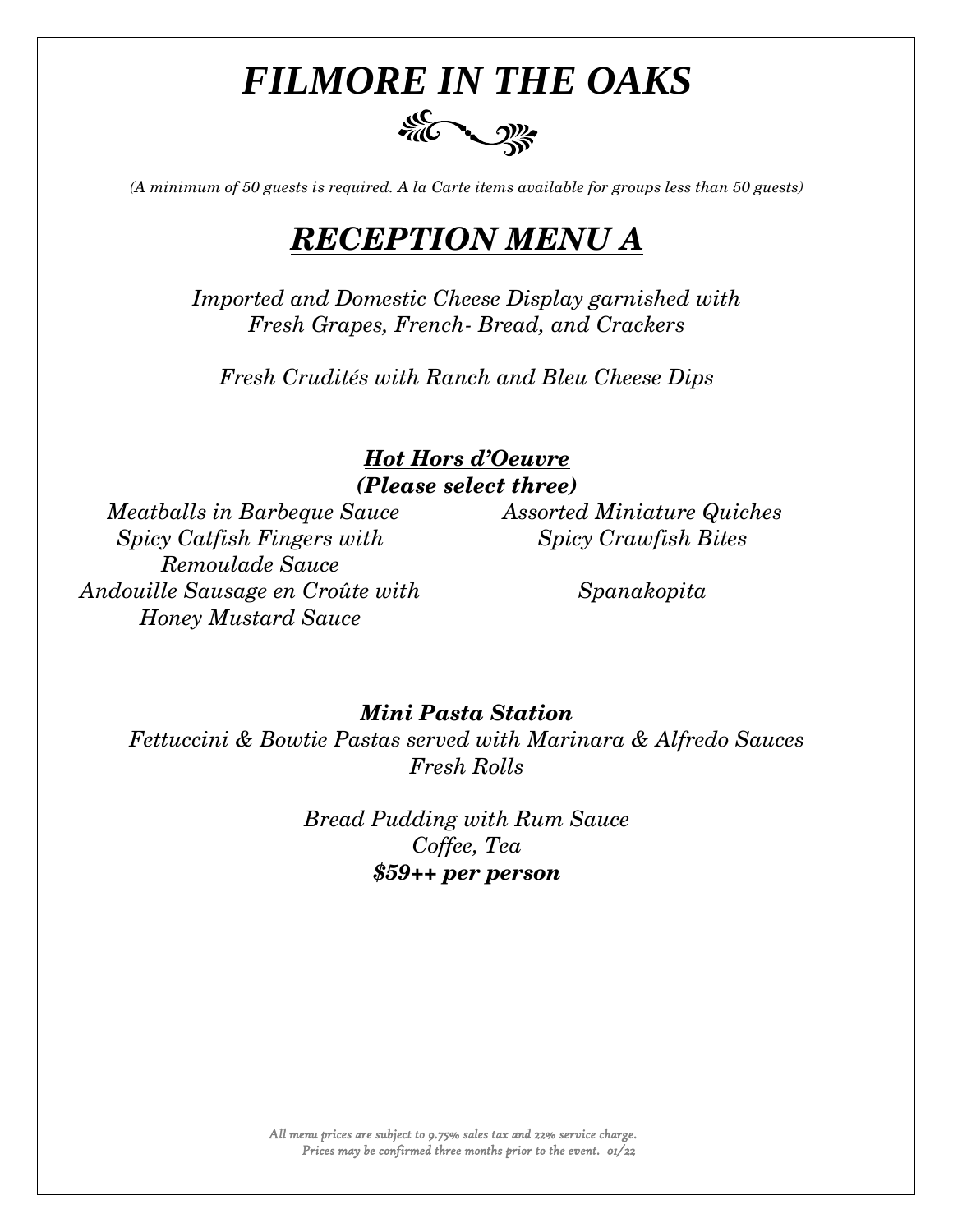# *FILMORE IN THE OAKS*

*(A minimum of 50 guests is required. A la Carte items available for groups less than 50 guests)*

## ***RECEPTION MENU A***

*Imported and Domestic Cheese Display garnished with Fresh Grapes, French- Bread, and Crackers*

*Fresh Crudités with Ranch and Bleu Cheese Dips*

### ***Hot Hors d'Oeuvre***
***(Please select three)***

*Meatballs in Barbeque Sauce*

*Spicy Catfish Fingers with Remoulade Sauce*

*Andouille Sausage en Croûte with Honey Mustard Sauce*

*Assorted Miniature Quiches*

*Spicy Crawfish Bites*

*Spanakopita*

### ***Mini Pasta Station***

*Fettuccini & Bowtie Pastas served with Marinara & Alfredo Sauces*
*Fresh Rolls*

*Bread Pudding with Rum Sauce*
*Coffee, Tea*
***$59++ per person***

*All menu prices are subject to 9.75% sales tax and 22% service charge.*
*Prices may be confirmed three months prior to the event. 01/22*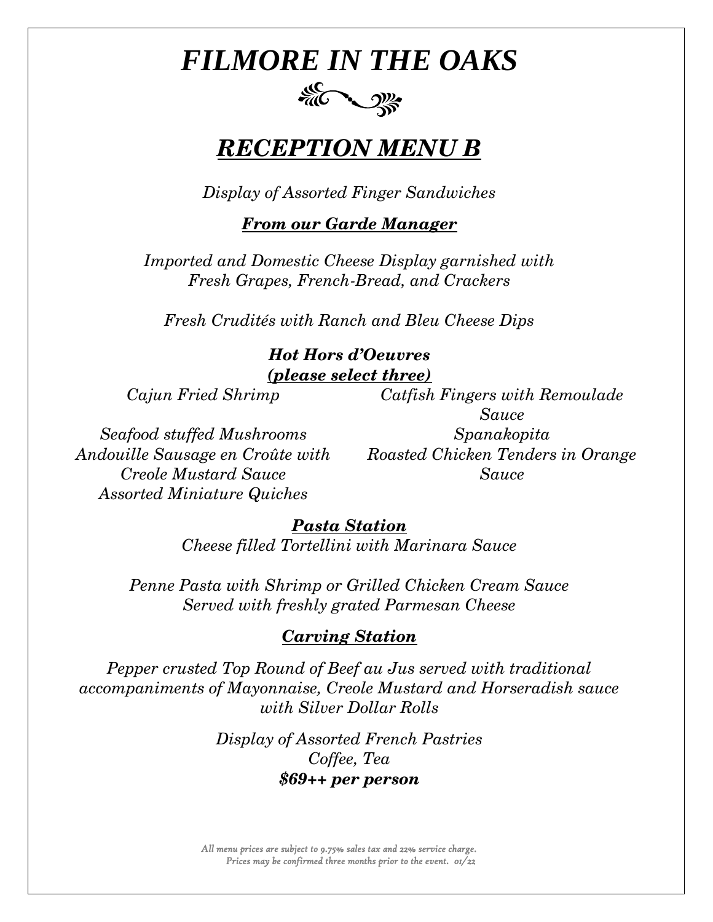# *FILMORE IN THE OAKS*

## ***RECEPTION MENU B***

*Display of Assorted Finger Sandwiches*

***From our Garde Manager***

*Imported and Domestic Cheese Display garnished with Fresh Grapes, French-Bread, and Crackers*

*Fresh Crudités with Ranch and Bleu Cheese Dips*

***Hot Hors d'Oeuvres***
***(please select three)***

*Cajun Fried Shrimp*

*Seafood stuffed Mushrooms*

*Andouille Sausage en Croûte with Creole Mustard Sauce*

*Assorted Miniature Quiches*

*Catfish Fingers with Remoulade Sauce*

*Spanakopita*

*Roasted Chicken Tenders in Orange Sauce*

***Pasta Station***

*Cheese filled Tortellini with Marinara Sauce*

*Penne Pasta with Shrimp or Grilled Chicken Cream Sauce Served with freshly grated Parmesan Cheese*

***Carving Station***

*Pepper crusted Top Round of Beef au Jus served with traditional accompaniments of Mayonnaise, Creole Mustard and Horseradish sauce with Silver Dollar Rolls*

*Display of Assorted French Pastries*
*Coffee, Tea*
***$69++ per person***

*All menu prices are subject to 9.75% sales tax and 22% service charge.*
*Prices may be confirmed three months prior to the event. 01/22*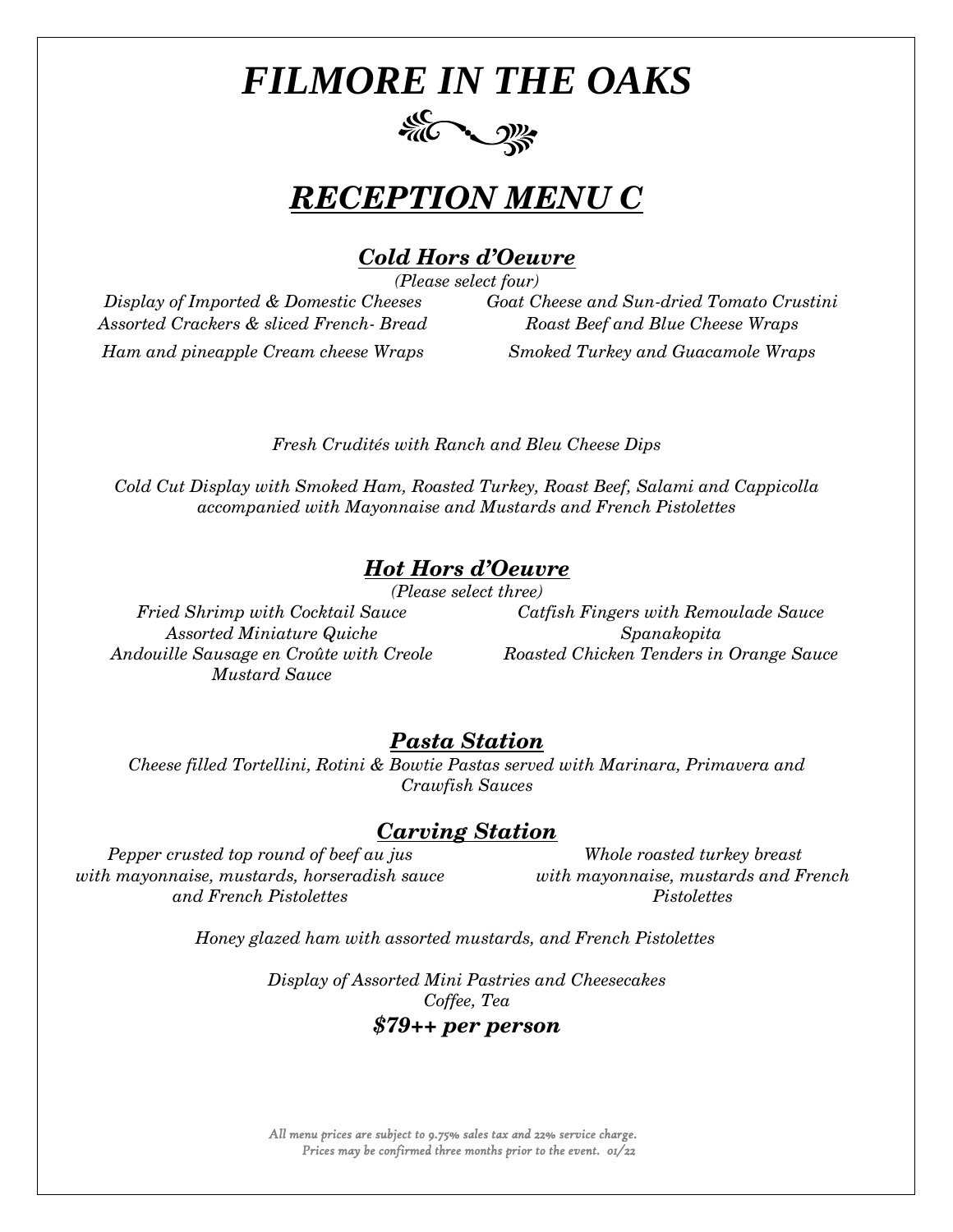# *FILMORE IN THE OAKS*

## ***RECEPTION MENU C***

### ***Cold Hors d'Oeuvre***

*(Please select four)*

*Display of Imported & Domestic Cheeses*
*Assorted Crackers & sliced French- Bread*

*Goat Cheese and Sun-dried Tomato Crustini*

*Roast Beef and Blue Cheese Wraps*

*Ham and pineapple Cream cheese Wraps*

*Smoked Turkey and Guacamole Wraps*

*Fresh Crudités with Ranch and Bleu Cheese Dips*

*Cold Cut Display with Smoked Ham, Roasted Turkey, Roast Beef, Salami and Cappicolla accompanied with Mayonnaise and Mustards and French Pistolettes*

### ***Hot Hors d'Oeuvre***

*(Please select three)*

*Fried Shrimp with Cocktail Sauce*

*Catfish Fingers with Remoulade Sauce*

*Assorted Miniature Quiche*

*Spanakopita*

*Andouille Sausage en Croûte with Creole Mustard Sauce*

*Roasted Chicken Tenders in Orange Sauce*

### ***Pasta Station***

*Cheese filled Tortellini, Rotini & Bowtie Pastas served with Marinara, Primavera and Crawfish Sauces*

### ***Carving Station***

*Pepper crusted top round of beef au jus with mayonnaise, mustards, horseradish sauce and French Pistolettes*

*Whole roasted turkey breast with mayonnaise, mustards and French Pistolettes*

*Honey glazed ham with assorted mustards, and French Pistolettes*

*Display of Assorted Mini Pastries and Cheesecakes*
*Coffee, Tea*

***$79++ per person***

*All menu prices are subject to 9.75% sales tax and 22% service charge.*
*Prices may be confirmed three months prior to the event. 01/22*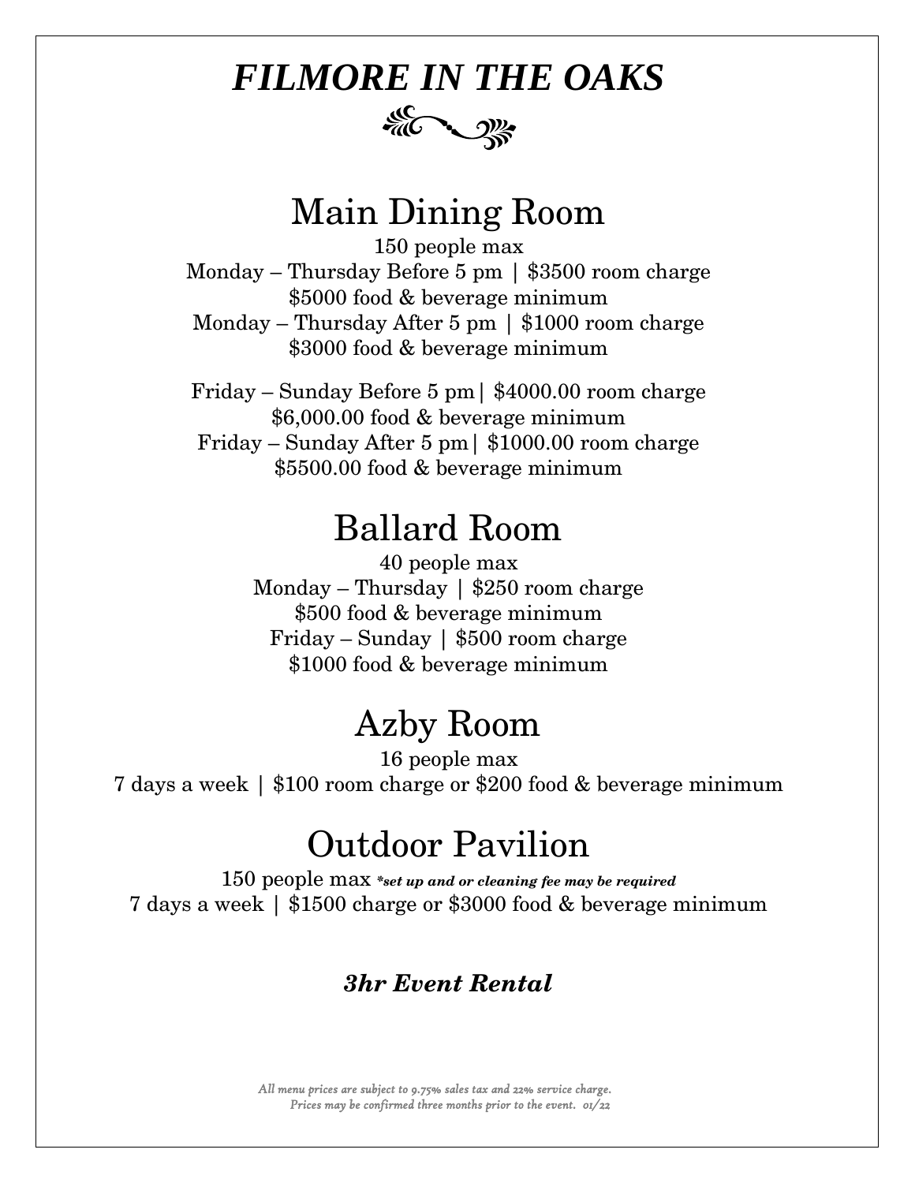# *FILMORE IN THE OAKS*

## Main Dining Room

150 people max

Monday – Thursday Before 5 pm | $3500 room charge

$5000 food & beverage minimum

Monday – Thursday After 5 pm | $1000 room charge

$3000 food & beverage minimum

Friday – Sunday Before 5 pm| $4000.00 room charge

$6,000.00 food & beverage minimum

Friday – Sunday After 5 pm| $1000.00 room charge

$5500.00 food & beverage minimum

## Ballard Room

40 people max

Monday – Thursday | $250 room charge

$500 food & beverage minimum

Friday – Sunday | $500 room charge

$1000 food & beverage minimum

## Azby Room

16 people max

7 days a week | $100 room charge or $200 food & beverage minimum

## Outdoor Pavilion

150 people max ***set up and or cleaning fee may be required***

7 days a week | $1500 charge or $3000 food & beverage minimum

***3hr Event Rental***

*All menu prices are subject to 9.75% sales tax and 22% service charge.*
*Prices may be confirmed three months prior to the event. 01/22*